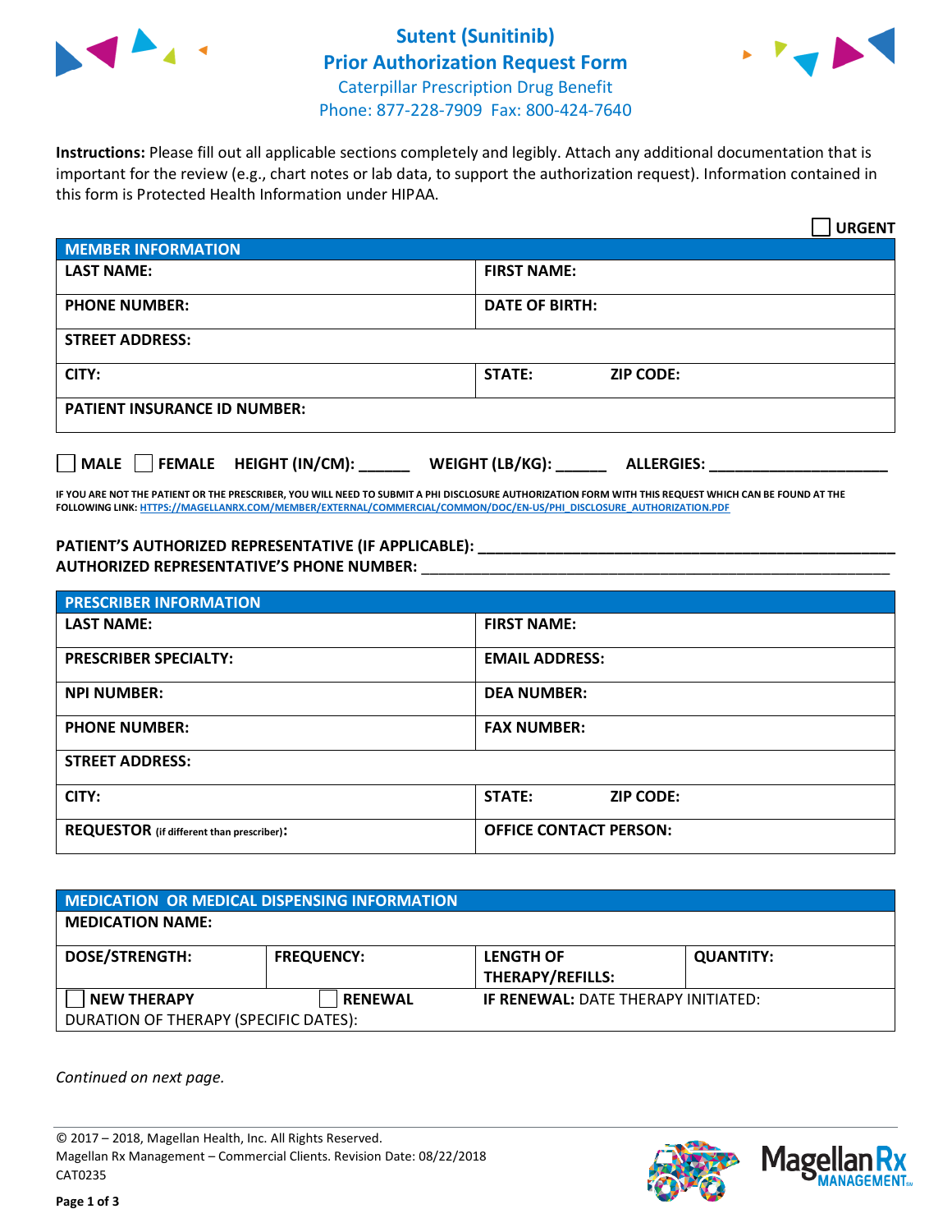# Sutent (Sunitinib)
## Prior Authorization Request Form
Caterpillar Prescription Drug Benefit
Phone: 877-228-7909 Fax: 800-424-7640

**Instructions:** Please fill out all applicable sections completely and legibly. Attach any additional documentation that is important for the review (e.g., chart notes or lab data, to support the authorization request). Information contained in this form is Protected Health Information under HIPAA.

☐ **URGENT**

| MEMBER INFORMATION | |
|---|---|
| **LAST NAME:** | **FIRST NAME:** |
| **PHONE NUMBER:** | **DATE OF BIRTH:** |
| **STREET ADDRESS:** | |
| **CITY:** | **STATE:** **ZIP CODE:** |
| **PATIENT INSURANCE ID NUMBER:** | |

☐ **MALE** ☐ **FEMALE** **HEIGHT (IN/CM):** ______ **WEIGHT (LB/KG):** ______ **ALLERGIES:** ____________________

**IF YOU ARE NOT THE PATIENT OR THE PRESCRIBER, YOU WILL NEED TO SUBMIT A PHI DISCLOSURE AUTHORIZATION FORM WITH THIS REQUEST WHICH CAN BE FOUND AT THE FOLLOWING LINK: HTTPS://MAGELLANRX.COM/MEMBER/EXTERNAL/COMMERCIAL/COMMON/DOC/EN-US/PHI_DISCLOSURE_AUTHORIZATION.PDF**

**PATIENT'S AUTHORIZED REPRESENTATIVE (IF APPLICABLE):** ____________________________________________
**AUTHORIZED REPRESENTATIVE'S PHONE NUMBER:** ____________________________________________

| PRESCRIBER INFORMATION | |
|---|---|
| **LAST NAME:** | **FIRST NAME:** |
| **PRESCRIBER SPECIALTY:** | **EMAIL ADDRESS:** |
| **NPI NUMBER:** | **DEA NUMBER:** |
| **PHONE NUMBER:** | **FAX NUMBER:** |
| **STREET ADDRESS:** | |
| **CITY:** | **STATE:** **ZIP CODE:** |
| **REQUESTOR** (if different than prescriber)**:** | **OFFICE CONTACT PERSON:** |

| MEDICATION OR MEDICAL DISPENSING INFORMATION | | | |
|---|---|---|---|
| **MEDICATION NAME:** | | | |
| **DOSE/STRENGTH:** | **FREQUENCY:** | **LENGTH OF THERAPY/REFILLS:** | **QUANTITY:** |
| ☐ **NEW THERAPY** | ☐ **RENEWAL** | **IF RENEWAL:** DATE THERAPY INITIATED: | |
| DURATION OF THERAPY (SPECIFIC DATES): | | | |

*Continued on next page.*

© 2017 – 2018, Magellan Health, Inc. All Rights Reserved.
Magellan Rx Management – Commercial Clients. Revision Date: 08/22/2018
CAT0235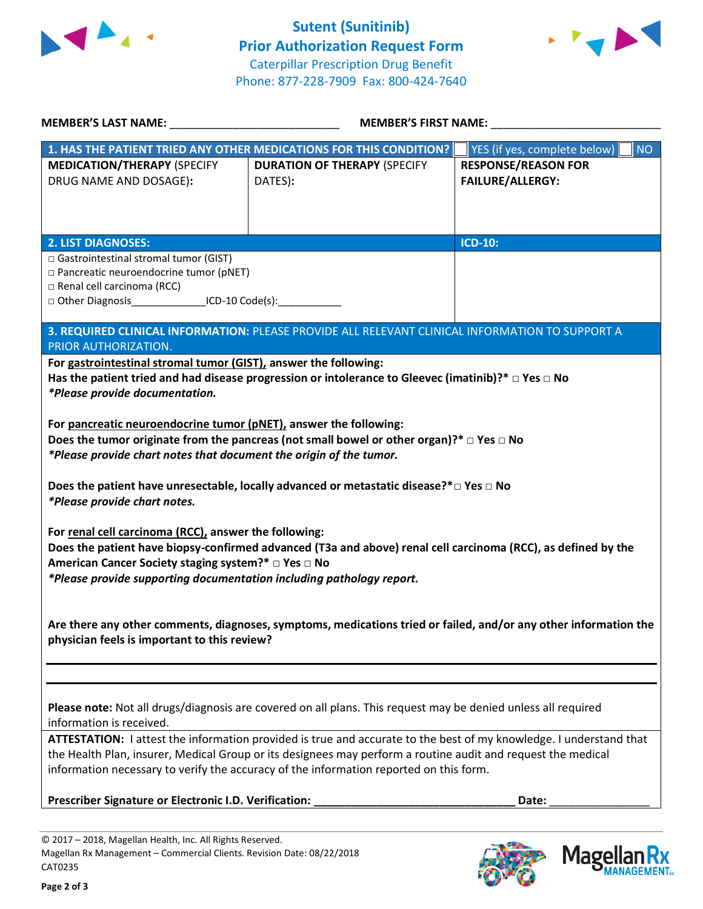# Sutent (Sunitinib) Prior Authorization Request Form

Caterpillar Prescription Drug Benefit
Phone: 877-228-7909 Fax: 800-424-7640

**MEMBER'S LAST NAME:** ___________________________ **MEMBER'S FIRST NAME:** ___________________________

| **1. HAS THE PATIENT TRIED ANY OTHER MEDICATIONS FOR THIS CONDITION?** | | ☐ YES (if yes, complete below) ☐ NO |
|---|---|---|
| **MEDICATION/THERAPY** (SPECIFY DRUG NAME AND DOSAGE): | **DURATION OF THERAPY** (SPECIFY DATES): | **RESPONSE/REASON FOR FAILURE/ALLERGY:** |
| | | |

| **2. LIST DIAGNOSES:** | **ICD-10:** |
|---|---|
| □ Gastrointestinal stromal tumor (GIST)<br>□ Pancreatic neuroendocrine tumor (pNET)<br>□ Renal cell carcinoma (RCC)<br>□ Other Diagnosis_____________ICD-10 Code(s):___________ | |

**3. REQUIRED CLINICAL INFORMATION:** PLEASE PROVIDE ALL RELEVANT CLINICAL INFORMATION TO SUPPORT A PRIOR AUTHORIZATION.

**For gastrointestinal stromal tumor (GIST), answer the following:**
**Has the patient tried and had disease progression or intolerance to Gleevec (imatinib)?* □ Yes □ No**
***Please provide documentation.***

**For pancreatic neuroendocrine tumor (pNET), answer the following:**
**Does the tumor originate from the pancreas (not small bowel or other organ)?* □ Yes □ No**
***Please provide chart notes that document the origin of the tumor.***

**Does the patient have unresectable, locally advanced or metastatic disease?*□ Yes □ No**
***Please provide chart notes.***

**For renal cell carcinoma (RCC), answer the following:**
**Does the patient have biopsy-confirmed advanced (T3a and above) renal cell carcinoma (RCC), as defined by the American Cancer Society staging system?* □ Yes □ No**
***Please provide supporting documentation including pathology report.***

**Are there any other comments, diagnoses, symptoms, medications tried or failed, and/or any other information the physician feels is important to this review?**

_______________________________________________________________

_______________________________________________________________

**Please note:** Not all drugs/diagnosis are covered on all plans. This request may be denied unless all required information is received.

**ATTESTATION:** I attest the information provided is true and accurate to the best of my knowledge. I understand that the Health Plan, insurer, Medical Group or its designees may perform a routine audit and request the medical information necessary to verify the accuracy of the information reported on this form.

**Prescriber Signature or Electronic I.D. Verification:** ________________________________ **Date:** ________________

© 2017 – 2018, Magellan Health, Inc. All Rights Reserved.
Magellan Rx Management – Commercial Clients. Revision Date: 08/22/2018
CAT0235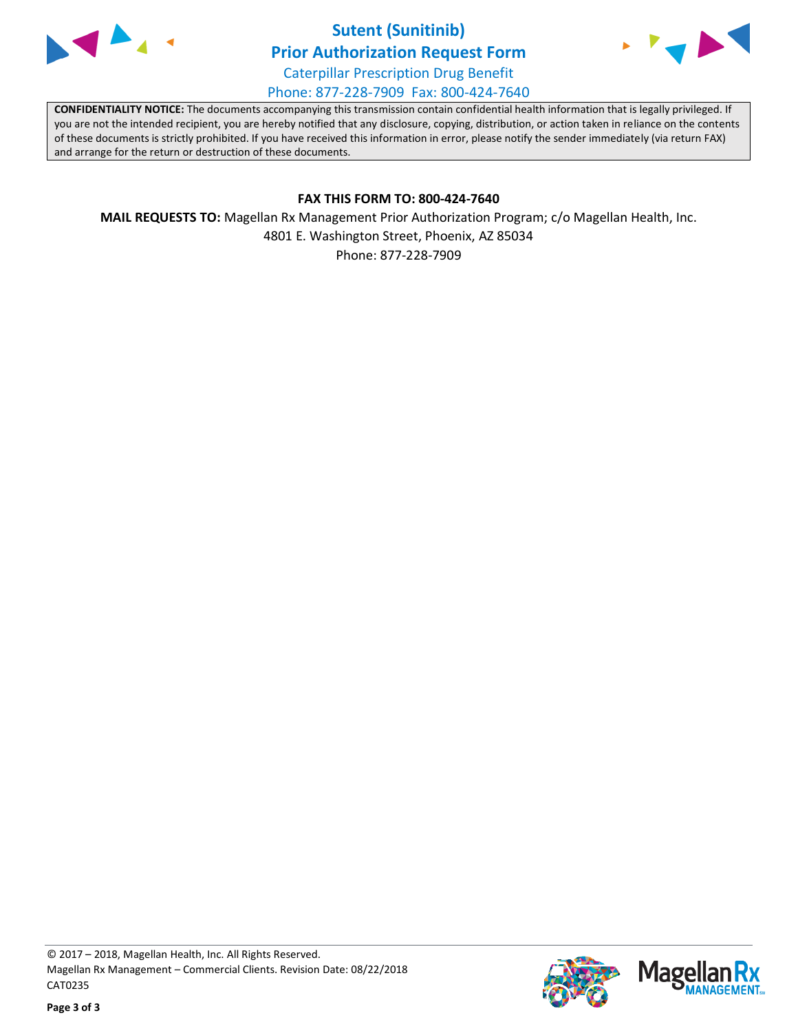# Sutent (Sunitinib)
## Prior Authorization Request Form

Caterpillar Prescription Drug Benefit

Phone: 877-228-7909 Fax: 800-424-7640

**CONFIDENTIALITY NOTICE:** The documents accompanying this transmission contain confidential health information that is legally privileged. If you are not the intended recipient, you are hereby notified that any disclosure, copying, distribution, or action taken in reliance on the contents of these documents is strictly prohibited. If you have received this information in error, please notify the sender immediately (via return FAX) and arrange for the return or destruction of these documents.

**FAX THIS FORM TO: 800-424-7640**

**MAIL REQUESTS TO:** Magellan Rx Management Prior Authorization Program; c/o Magellan Health, Inc.
4801 E. Washington Street, Phoenix, AZ 85034
Phone: 877-228-7909

© 2017 – 2018, Magellan Health, Inc. All Rights Reserved.
Magellan Rx Management – Commercial Clients. Revision Date: 08/22/2018
CAT0235